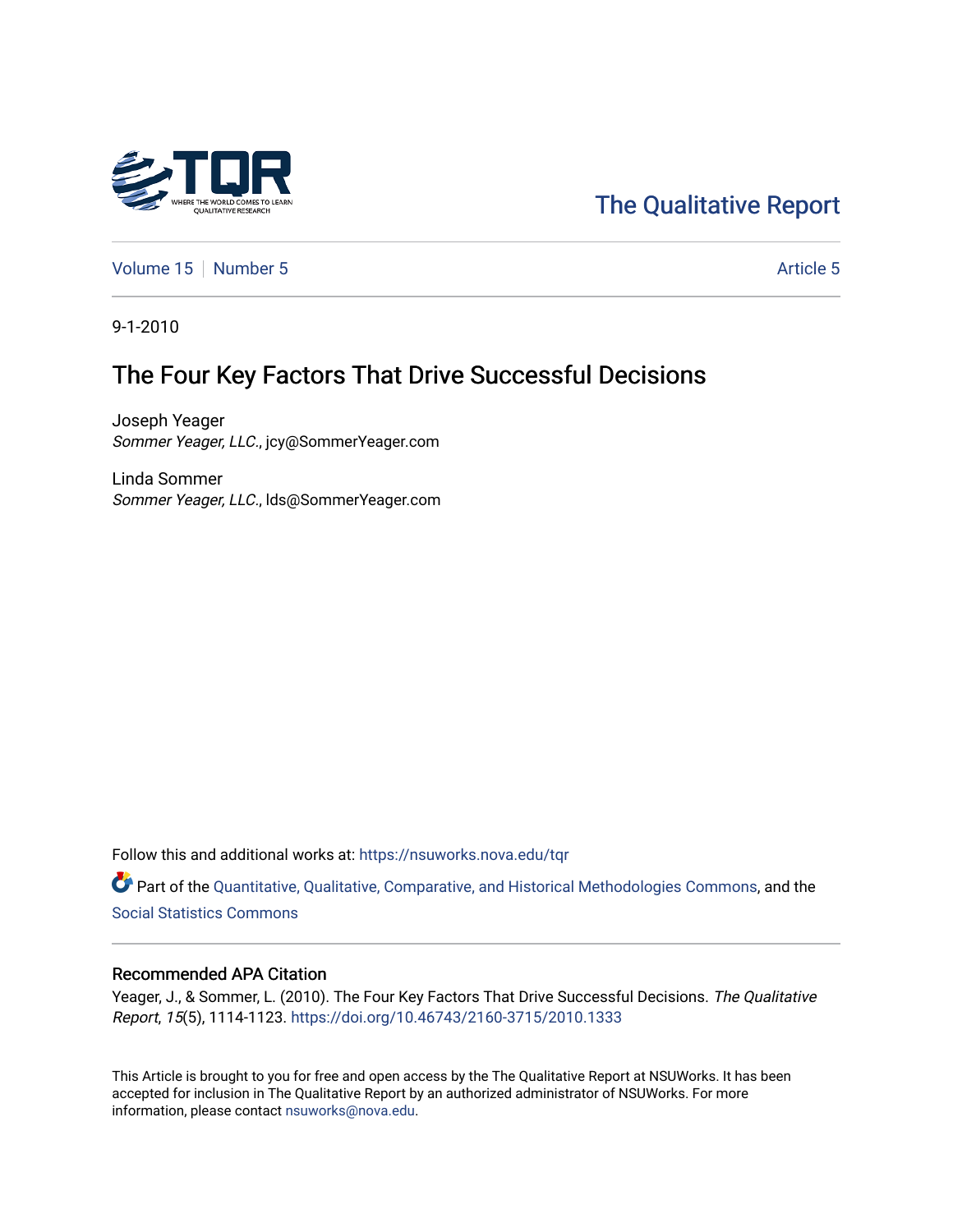The Qualitative Report

Volume 15 | Number 5 | Article 5

9-1-2010

# The Four Key Factors That Drive Successful Decisions

Joseph Yeager
*Sommer Yeager, LLC.*, jcy@SommerYeager.com

Linda Sommer
*Sommer Yeager, LLC.*, lds@SommerYeager.com

Follow this and additional works at: https://nsuworks.nova.edu/tqr

Part of the Quantitative, Qualitative, Comparative, and Historical Methodologies Commons, and the Social Statistics Commons

## Recommended APA Citation

Yeager, J., & Sommer, L. (2010). The Four Key Factors That Drive Successful Decisions. *The Qualitative Report*, *15*(5), 1114-1123. https://doi.org/10.46743/2160-3715/2010.1333

This Article is brought to you for free and open access by the The Qualitative Report at NSUWorks. It has been accepted for inclusion in The Qualitative Report by an authorized administrator of NSUWorks. For more information, please contact nsuworks@nova.edu.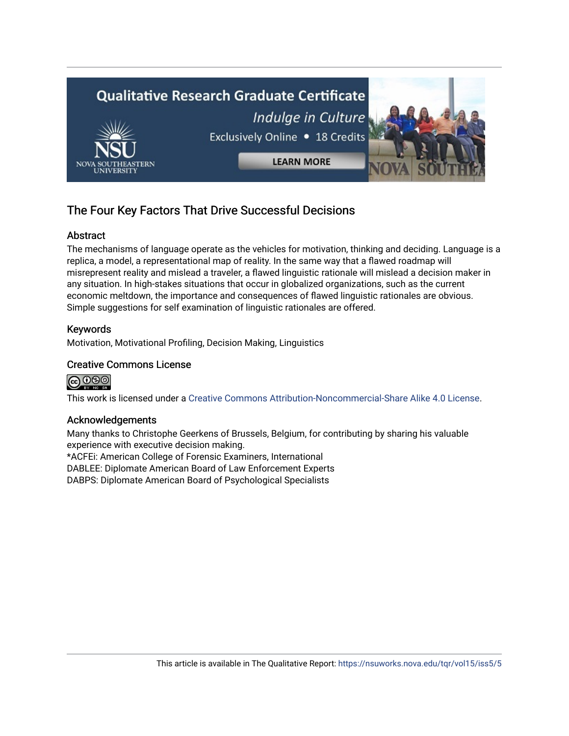# The Four Key Factors That Drive Successful Decisions

## Abstract

The mechanisms of language operate as the vehicles for motivation, thinking and deciding. Language is a replica, a model, a representational map of reality. In the same way that a flawed roadmap will misrepresent reality and mislead a traveler, a flawed linguistic rationale will mislead a decision maker in any situation. In high-stakes situations that occur in globalized organizations, such as the current economic meltdown, the importance and consequences of flawed linguistic rationales are obvious. Simple suggestions for self examination of linguistic rationales are offered.

## Keywords

Motivation, Motivational Profiling, Decision Making, Linguistics

## Creative Commons License

This work is licensed under a Creative Commons Attribution-Noncommercial-Share Alike 4.0 License.

## Acknowledgements

Many thanks to Christophe Geerkens of Brussels, Belgium, for contributing by sharing his valuable experience with executive decision making.
*ACFEi: American College of Forensic Examiners, International
DABLEE: Diplomate American Board of Law Enforcement Experts
DABPS: Diplomate American Board of Psychological Specialists

This article is available in The Qualitative Report: https://nsuworks.nova.edu/tqr/vol15/iss5/5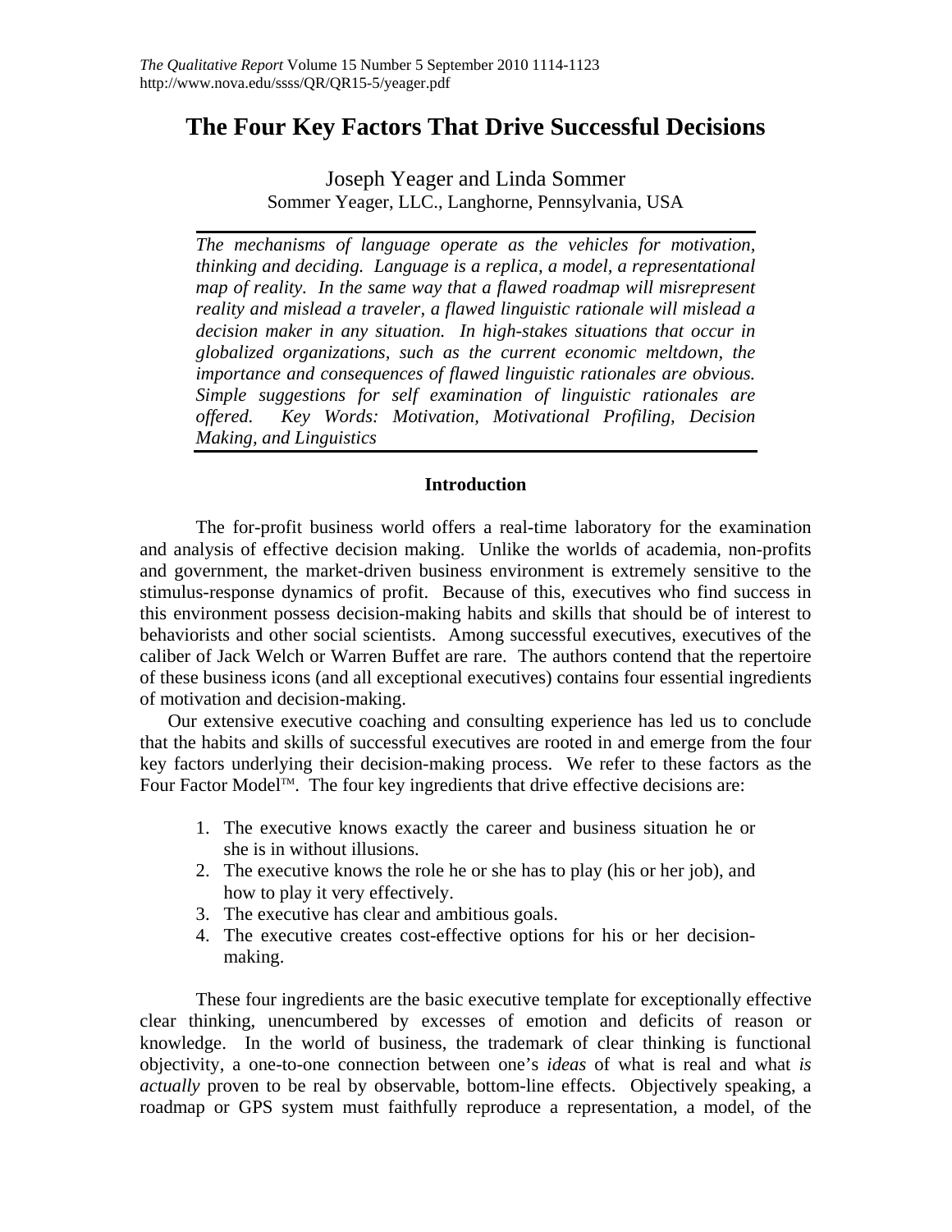# The Four Key Factors That Drive Successful Decisions

Joseph Yeager and Linda Sommer
Sommer Yeager, LLC., Langhorne, Pennsylvania, USA

*The mechanisms of language operate as the vehicles for motivation, thinking and deciding. Language is a replica, a model, a representational map of reality. In the same way that a flawed roadmap will misrepresent reality and mislead a traveler, a flawed linguistic rationale will mislead a decision maker in any situation. In high-stakes situations that occur in globalized organizations, such as the current economic meltdown, the importance and consequences of flawed linguistic rationales are obvious. Simple suggestions for self examination of linguistic rationales are offered. Key Words: Motivation, Motivational Profiling, Decision Making, and Linguistics*

## Introduction

The for-profit business world offers a real-time laboratory for the examination and analysis of effective decision making. Unlike the worlds of academia, non-profits and government, the market-driven business environment is extremely sensitive to the stimulus-response dynamics of profit. Because of this, executives who find success in this environment possess decision-making habits and skills that should be of interest to behaviorists and other social scientists. Among successful executives, executives of the caliber of Jack Welch or Warren Buffet are rare. The authors contend that the repertoire of these business icons (and all exceptional executives) contains four essential ingredients of motivation and decision-making.

Our extensive executive coaching and consulting experience has led us to conclude that the habits and skills of successful executives are rooted in and emerge from the four key factors underlying their decision-making process. We refer to these factors as the Four Factor Model™. The four key ingredients that drive effective decisions are:

1. The executive knows exactly the career and business situation he or she is in without illusions.
2. The executive knows the role he or she has to play (his or her job), and how to play it very effectively.
3. The executive has clear and ambitious goals.
4. The executive creates cost-effective options for his or her decision-making.

These four ingredients are the basic executive template for exceptionally effective clear thinking, unencumbered by excesses of emotion and deficits of reason or knowledge. In the world of business, the trademark of clear thinking is functional objectivity, a one-to-one connection between one's *ideas* of what is real and what *is actually* proven to be real by observable, bottom-line effects. Objectively speaking, a roadmap or GPS system must faithfully reproduce a representation, a model, of the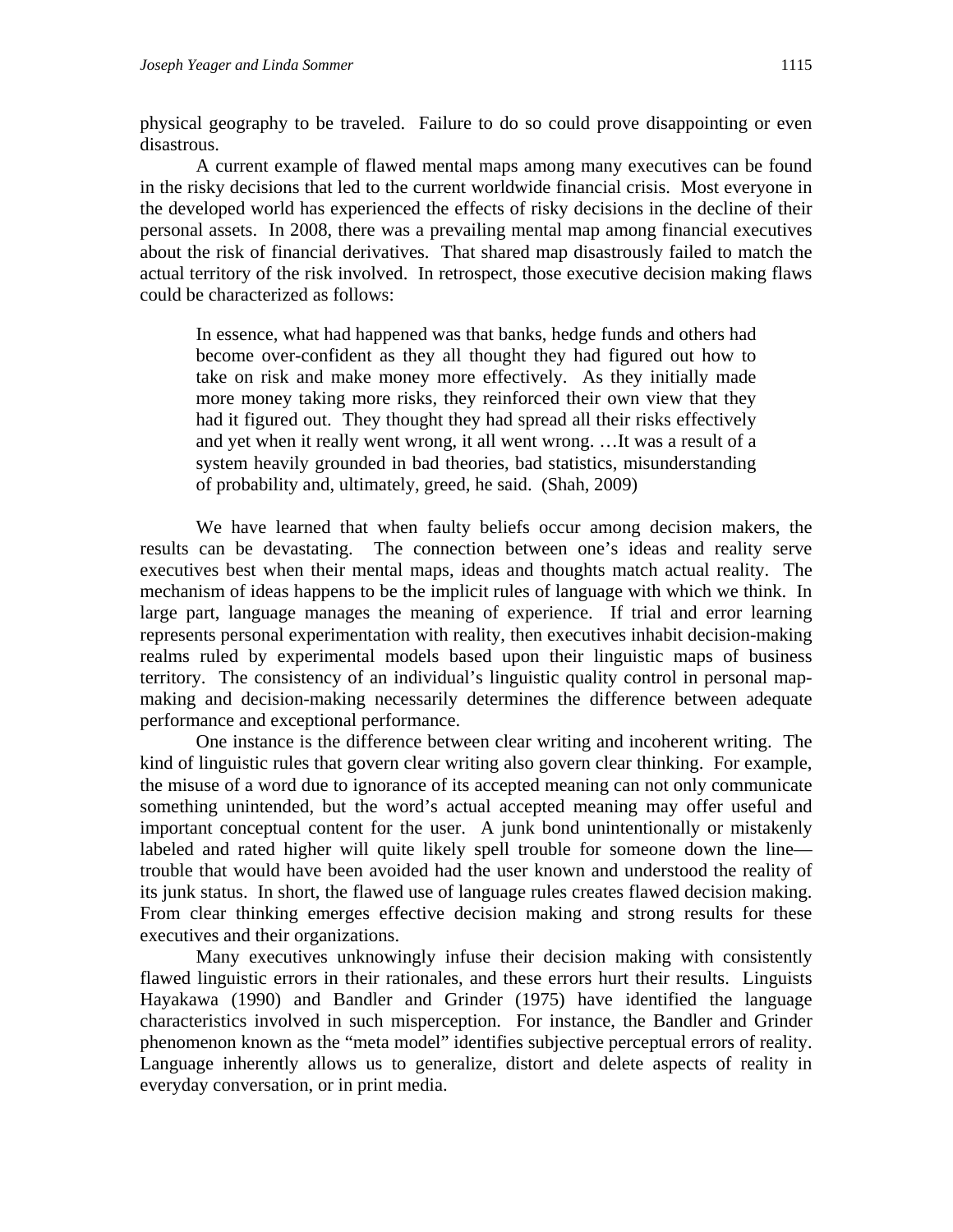physical geography to be traveled. Failure to do so could prove disappointing or even disastrous.

A current example of flawed mental maps among many executives can be found in the risky decisions that led to the current worldwide financial crisis. Most everyone in the developed world has experienced the effects of risky decisions in the decline of their personal assets. In 2008, there was a prevailing mental map among financial executives about the risk of financial derivatives. That shared map disastrously failed to match the actual territory of the risk involved. In retrospect, those executive decision making flaws could be characterized as follows:

> In essence, what had happened was that banks, hedge funds and others had become over-confident as they all thought they had figured out how to take on risk and make money more effectively. As they initially made more money taking more risks, they reinforced their own view that they had it figured out. They thought they had spread all their risks effectively and yet when it really went wrong, it all went wrong. …It was a result of a system heavily grounded in bad theories, bad statistics, misunderstanding of probability and, ultimately, greed, he said. (Shah, 2009)

We have learned that when faulty beliefs occur among decision makers, the results can be devastating. The connection between one's ideas and reality serve executives best when their mental maps, ideas and thoughts match actual reality. The mechanism of ideas happens to be the implicit rules of language with which we think. In large part, language manages the meaning of experience. If trial and error learning represents personal experimentation with reality, then executives inhabit decision-making realms ruled by experimental models based upon their linguistic maps of business territory. The consistency of an individual's linguistic quality control in personal map-making and decision-making necessarily determines the difference between adequate performance and exceptional performance.

One instance is the difference between clear writing and incoherent writing. The kind of linguistic rules that govern clear writing also govern clear thinking. For example, the misuse of a word due to ignorance of its accepted meaning can not only communicate something unintended, but the word's actual accepted meaning may offer useful and important conceptual content for the user. A junk bond unintentionally or mistakenly labeled and rated higher will quite likely spell trouble for someone down the line—trouble that would have been avoided had the user known and understood the reality of its junk status. In short, the flawed use of language rules creates flawed decision making. From clear thinking emerges effective decision making and strong results for these executives and their organizations.

Many executives unknowingly infuse their decision making with consistently flawed linguistic errors in their rationales, and these errors hurt their results. Linguists Hayakawa (1990) and Bandler and Grinder (1975) have identified the language characteristics involved in such misperception. For instance, the Bandler and Grinder phenomenon known as the "meta model" identifies subjective perceptual errors of reality. Language inherently allows us to generalize, distort and delete aspects of reality in everyday conversation, or in print media.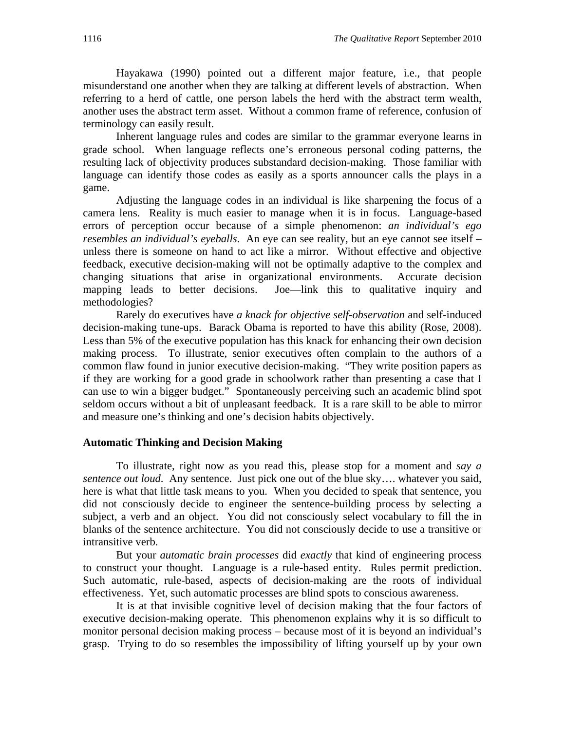Hayakawa (1990) pointed out a different major feature, i.e., that people misunderstand one another when they are talking at different levels of abstraction. When referring to a herd of cattle, one person labels the herd with the abstract term wealth, another uses the abstract term asset. Without a common frame of reference, confusion of terminology can easily result.

Inherent language rules and codes are similar to the grammar everyone learns in grade school. When language reflects one's erroneous personal coding patterns, the resulting lack of objectivity produces substandard decision-making. Those familiar with language can identify those codes as easily as a sports announcer calls the plays in a game.

Adjusting the language codes in an individual is like sharpening the focus of a camera lens. Reality is much easier to manage when it is in focus. Language-based errors of perception occur because of a simple phenomenon: *an individual's ego resembles an individual's eyeballs*. An eye can see reality, but an eye cannot see itself – unless there is someone on hand to act like a mirror. Without effective and objective feedback, executive decision-making will not be optimally adaptive to the complex and changing situations that arise in organizational environments. Accurate decision mapping leads to better decisions. Joe—link this to qualitative inquiry and methodologies?

Rarely do executives have *a knack for objective self-observation* and self-induced decision-making tune-ups. Barack Obama is reported to have this ability (Rose, 2008). Less than 5% of the executive population has this knack for enhancing their own decision making process. To illustrate, senior executives often complain to the authors of a common flaw found in junior executive decision-making. "They write position papers as if they are working for a good grade in schoolwork rather than presenting a case that I can use to win a bigger budget." Spontaneously perceiving such an academic blind spot seldom occurs without a bit of unpleasant feedback. It is a rare skill to be able to mirror and measure one's thinking and one's decision habits objectively.

### Automatic Thinking and Decision Making

To illustrate, right now as you read this, please stop for a moment and *say a sentence out loud*. Any sentence. Just pick one out of the blue sky…. whatever you said, here is what that little task means to you. When you decided to speak that sentence, you did not consciously decide to engineer the sentence-building process by selecting a subject, a verb and an object. You did not consciously select vocabulary to fill the in blanks of the sentence architecture. You did not consciously decide to use a transitive or intransitive verb.

But your *automatic brain processes* did *exactly* that kind of engineering process to construct your thought. Language is a rule-based entity. Rules permit prediction. Such automatic, rule-based, aspects of decision-making are the roots of individual effectiveness. Yet, such automatic processes are blind spots to conscious awareness.

It is at that invisible cognitive level of decision making that the four factors of executive decision-making operate. This phenomenon explains why it is so difficult to monitor personal decision making process – because most of it is beyond an individual's grasp. Trying to do so resembles the impossibility of lifting yourself up by your own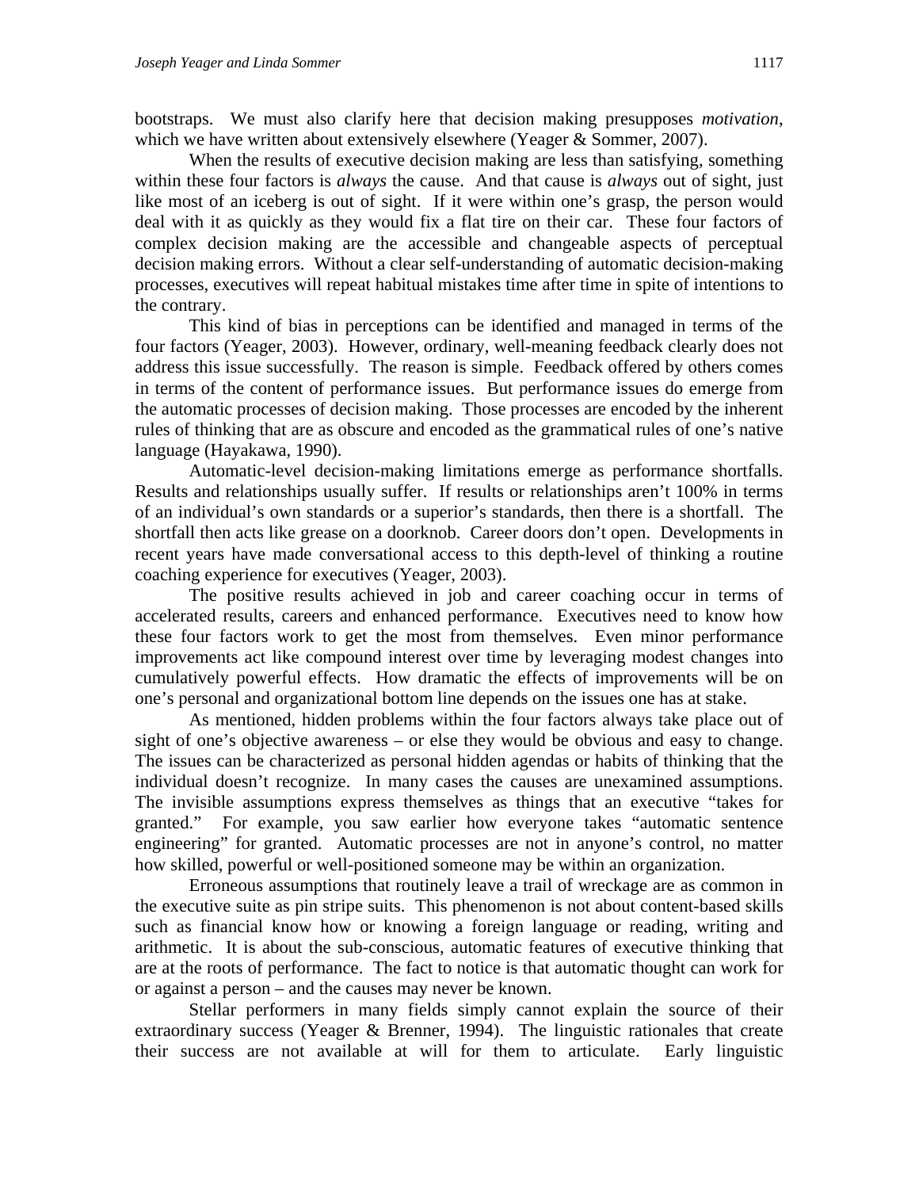bootstraps. We must also clarify here that decision making presupposes *motivation*, which we have written about extensively elsewhere (Yeager & Sommer, 2007).

When the results of executive decision making are less than satisfying, something within these four factors is *always* the cause. And that cause is *always* out of sight, just like most of an iceberg is out of sight. If it were within one's grasp, the person would deal with it as quickly as they would fix a flat tire on their car. These four factors of complex decision making are the accessible and changeable aspects of perceptual decision making errors. Without a clear self-understanding of automatic decision-making processes, executives will repeat habitual mistakes time after time in spite of intentions to the contrary.

This kind of bias in perceptions can be identified and managed in terms of the four factors (Yeager, 2003). However, ordinary, well-meaning feedback clearly does not address this issue successfully. The reason is simple. Feedback offered by others comes in terms of the content of performance issues. But performance issues do emerge from the automatic processes of decision making. Those processes are encoded by the inherent rules of thinking that are as obscure and encoded as the grammatical rules of one's native language (Hayakawa, 1990).

Automatic-level decision-making limitations emerge as performance shortfalls. Results and relationships usually suffer. If results or relationships aren't 100% in terms of an individual's own standards or a superior's standards, then there is a shortfall. The shortfall then acts like grease on a doorknob. Career doors don't open. Developments in recent years have made conversational access to this depth-level of thinking a routine coaching experience for executives (Yeager, 2003).

The positive results achieved in job and career coaching occur in terms of accelerated results, careers and enhanced performance. Executives need to know how these four factors work to get the most from themselves. Even minor performance improvements act like compound interest over time by leveraging modest changes into cumulatively powerful effects. How dramatic the effects of improvements will be on one's personal and organizational bottom line depends on the issues one has at stake.

As mentioned, hidden problems within the four factors always take place out of sight of one's objective awareness – or else they would be obvious and easy to change. The issues can be characterized as personal hidden agendas or habits of thinking that the individual doesn't recognize. In many cases the causes are unexamined assumptions. The invisible assumptions express themselves as things that an executive "takes for granted." For example, you saw earlier how everyone takes "automatic sentence engineering" for granted. Automatic processes are not in anyone's control, no matter how skilled, powerful or well-positioned someone may be within an organization.

Erroneous assumptions that routinely leave a trail of wreckage are as common in the executive suite as pin stripe suits. This phenomenon is not about content-based skills such as financial know how or knowing a foreign language or reading, writing and arithmetic. It is about the sub-conscious, automatic features of executive thinking that are at the roots of performance. The fact to notice is that automatic thought can work for or against a person – and the causes may never be known.

Stellar performers in many fields simply cannot explain the source of their extraordinary success (Yeager & Brenner, 1994). The linguistic rationales that create their success are not available at will for them to articulate. Early linguistic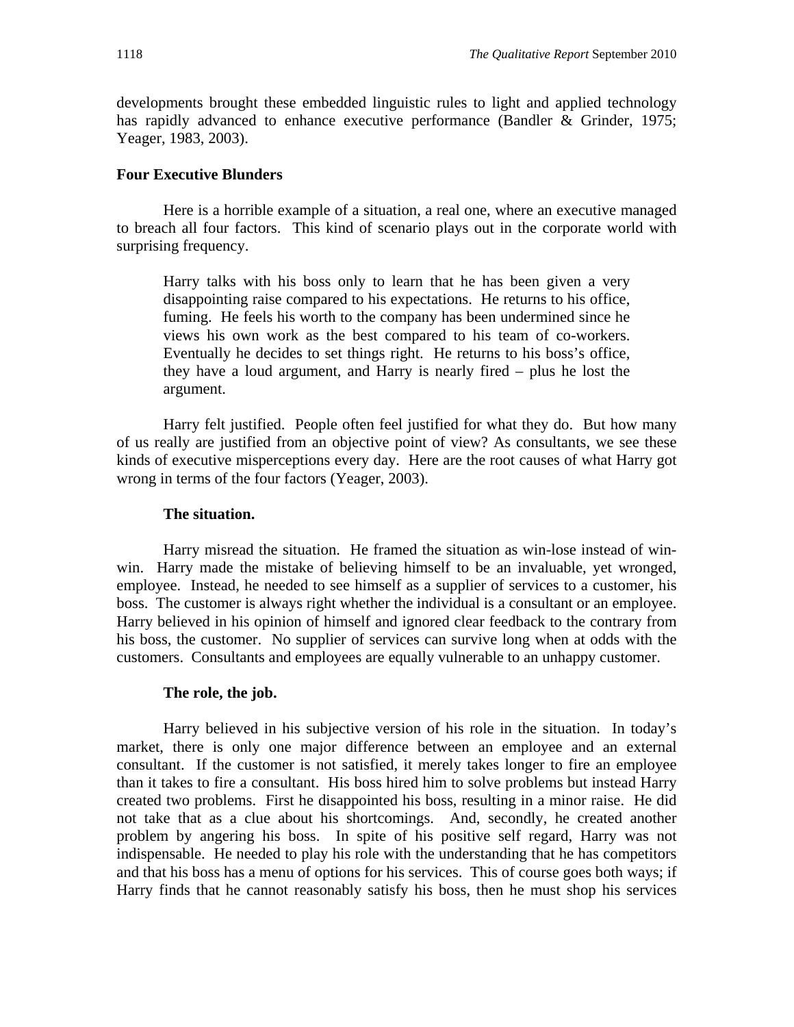developments brought these embedded linguistic rules to light and applied technology has rapidly advanced to enhance executive performance (Bandler & Grinder, 1975; Yeager, 1983, 2003).

## Four Executive Blunders

Here is a horrible example of a situation, a real one, where an executive managed to breach all four factors. This kind of scenario plays out in the corporate world with surprising frequency.

> Harry talks with his boss only to learn that he has been given a very disappointing raise compared to his expectations. He returns to his office, fuming. He feels his worth to the company has been undermined since he views his own work as the best compared to his team of co-workers. Eventually he decides to set things right. He returns to his boss's office, they have a loud argument, and Harry is nearly fired – plus he lost the argument.

Harry felt justified. People often feel justified for what they do. But how many of us really are justified from an objective point of view? As consultants, we see these kinds of executive misperceptions every day. Here are the root causes of what Harry got wrong in terms of the four factors (Yeager, 2003).

### The situation.

Harry misread the situation. He framed the situation as win-lose instead of win-win. Harry made the mistake of believing himself to be an invaluable, yet wronged, employee. Instead, he needed to see himself as a supplier of services to a customer, his boss. The customer is always right whether the individual is a consultant or an employee. Harry believed in his opinion of himself and ignored clear feedback to the contrary from his boss, the customer. No supplier of services can survive long when at odds with the customers. Consultants and employees are equally vulnerable to an unhappy customer.

### The role, the job.

Harry believed in his subjective version of his role in the situation. In today's market, there is only one major difference between an employee and an external consultant. If the customer is not satisfied, it merely takes longer to fire an employee than it takes to fire a consultant. His boss hired him to solve problems but instead Harry created two problems. First he disappointed his boss, resulting in a minor raise. He did not take that as a clue about his shortcomings. And, secondly, he created another problem by angering his boss. In spite of his positive self regard, Harry was not indispensable. He needed to play his role with the understanding that he has competitors and that his boss has a menu of options for his services. This of course goes both ways; if Harry finds that he cannot reasonably satisfy his boss, then he must shop his services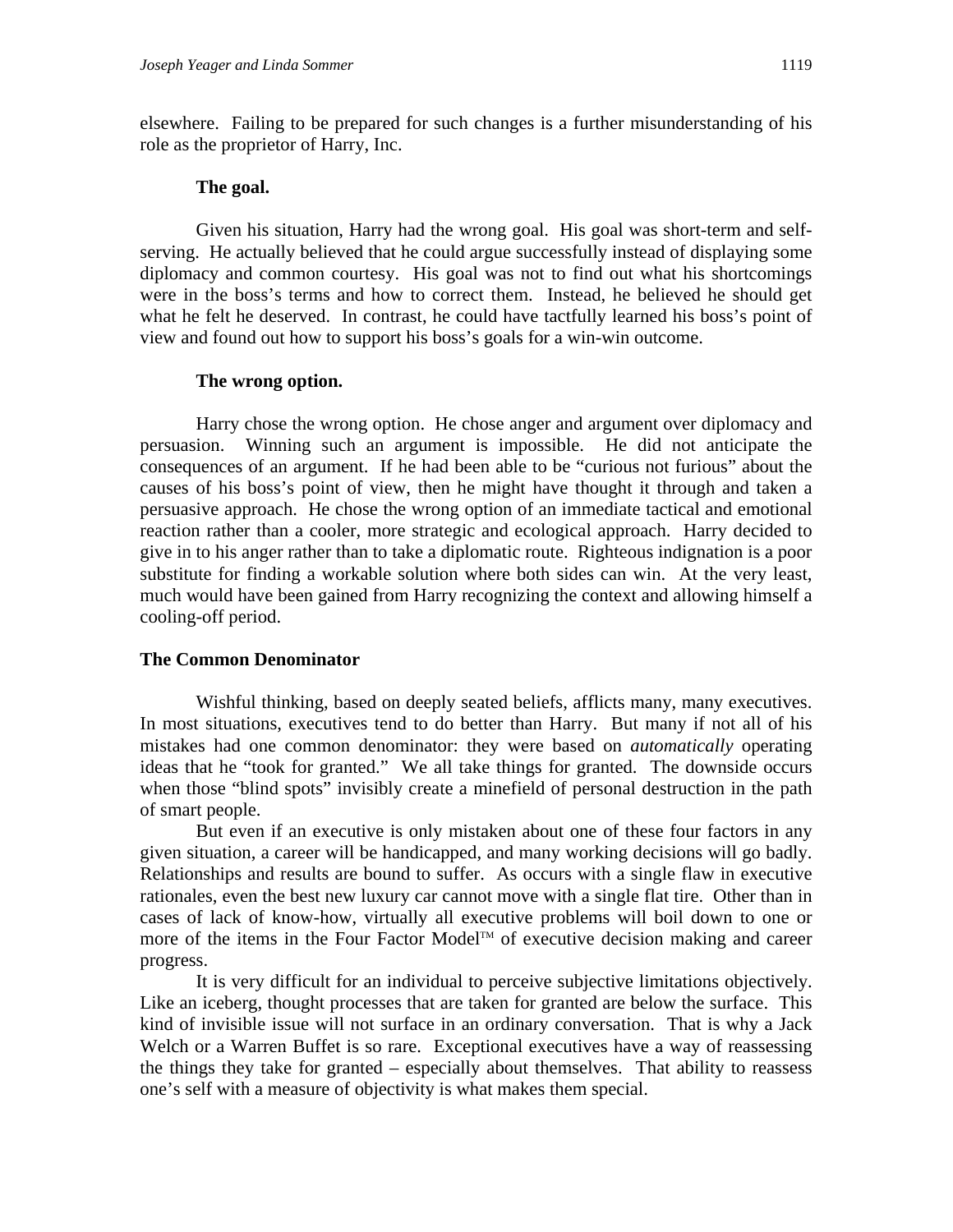elsewhere. Failing to be prepared for such changes is a further misunderstanding of his role as the proprietor of Harry, Inc.

**The goal.**

Given his situation, Harry had the wrong goal. His goal was short-term and self-serving. He actually believed that he could argue successfully instead of displaying some diplomacy and common courtesy. His goal was not to find out what his shortcomings were in the boss's terms and how to correct them. Instead, he believed he should get what he felt he deserved. In contrast, he could have tactfully learned his boss's point of view and found out how to support his boss's goals for a win-win outcome.

**The wrong option.**

Harry chose the wrong option. He chose anger and argument over diplomacy and persuasion. Winning such an argument is impossible. He did not anticipate the consequences of an argument. If he had been able to be "curious not furious" about the causes of his boss's point of view, then he might have thought it through and taken a persuasive approach. He chose the wrong option of an immediate tactical and emotional reaction rather than a cooler, more strategic and ecological approach. Harry decided to give in to his anger rather than to take a diplomatic route. Righteous indignation is a poor substitute for finding a workable solution where both sides can win. At the very least, much would have been gained from Harry recognizing the context and allowing himself a cooling-off period.

## The Common Denominator

Wishful thinking, based on deeply seated beliefs, afflicts many, many executives. In most situations, executives tend to do better than Harry. But many if not all of his mistakes had one common denominator: they were based on *automatically* operating ideas that he "took for granted." We all take things for granted. The downside occurs when those "blind spots" invisibly create a minefield of personal destruction in the path of smart people.

But even if an executive is only mistaken about one of these four factors in any given situation, a career will be handicapped, and many working decisions will go badly. Relationships and results are bound to suffer. As occurs with a single flaw in executive rationales, even the best new luxury car cannot move with a single flat tire. Other than in cases of lack of know-how, virtually all executive problems will boil down to one or more of the items in the Four Factor Model™ of executive decision making and career progress.

It is very difficult for an individual to perceive subjective limitations objectively. Like an iceberg, thought processes that are taken for granted are below the surface. This kind of invisible issue will not surface in an ordinary conversation. That is why a Jack Welch or a Warren Buffet is so rare. Exceptional executives have a way of reassessing the things they take for granted – especially about themselves. That ability to reassess one's self with a measure of objectivity is what makes them special.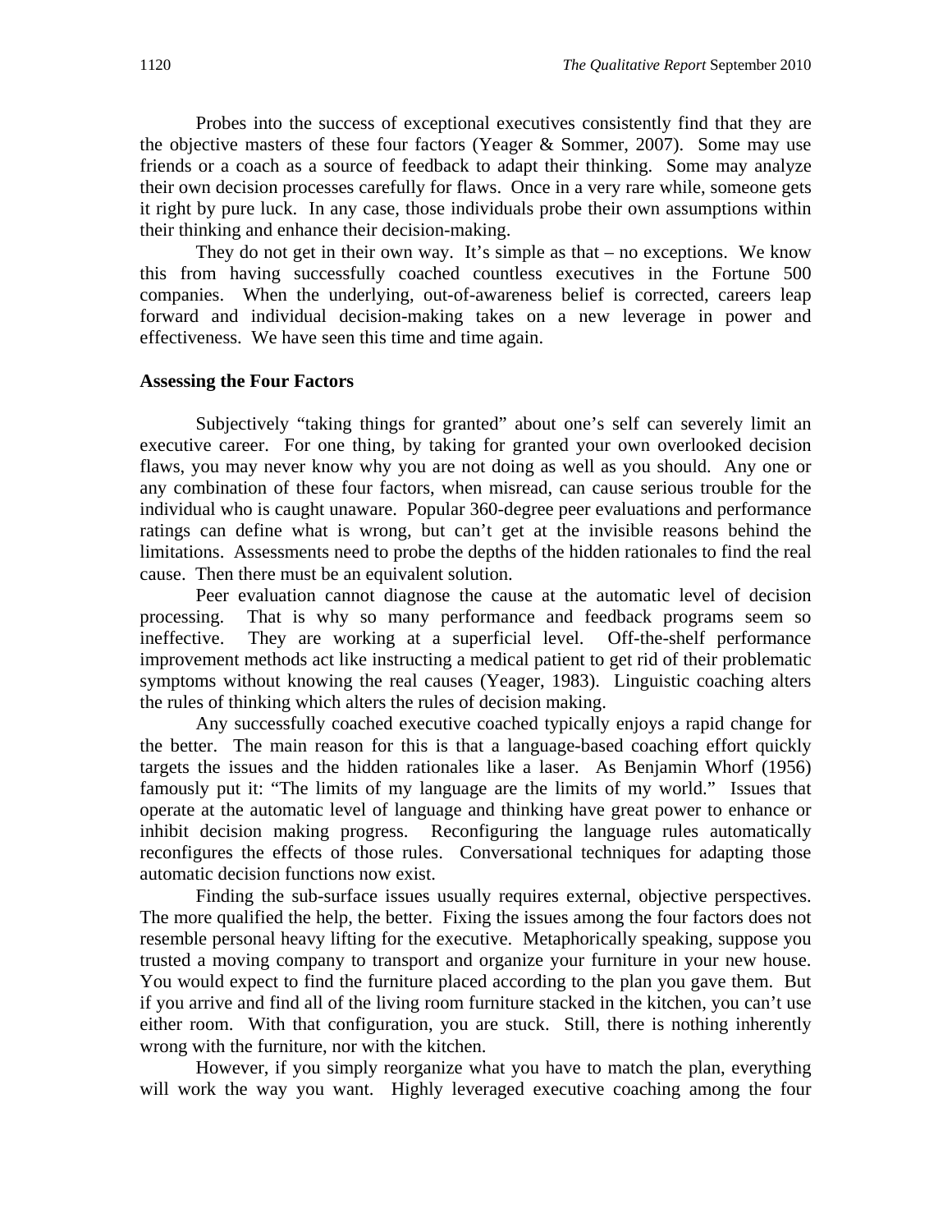Probes into the success of exceptional executives consistently find that they are the objective masters of these four factors (Yeager & Sommer, 2007). Some may use friends or a coach as a source of feedback to adapt their thinking. Some may analyze their own decision processes carefully for flaws. Once in a very rare while, someone gets it right by pure luck. In any case, those individuals probe their own assumptions within their thinking and enhance their decision-making.

They do not get in their own way. It's simple as that – no exceptions. We know this from having successfully coached countless executives in the Fortune 500 companies. When the underlying, out-of-awareness belief is corrected, careers leap forward and individual decision-making takes on a new leverage in power and effectiveness. We have seen this time and time again.

### Assessing the Four Factors

Subjectively "taking things for granted" about one's self can severely limit an executive career. For one thing, by taking for granted your own overlooked decision flaws, you may never know why you are not doing as well as you should. Any one or any combination of these four factors, when misread, can cause serious trouble for the individual who is caught unaware. Popular 360-degree peer evaluations and performance ratings can define what is wrong, but can't get at the invisible reasons behind the limitations. Assessments need to probe the depths of the hidden rationales to find the real cause. Then there must be an equivalent solution.

Peer evaluation cannot diagnose the cause at the automatic level of decision processing. That is why so many performance and feedback programs seem so ineffective. They are working at a superficial level. Off-the-shelf performance improvement methods act like instructing a medical patient to get rid of their problematic symptoms without knowing the real causes (Yeager, 1983). Linguistic coaching alters the rules of thinking which alters the rules of decision making.

Any successfully coached executive coached typically enjoys a rapid change for the better. The main reason for this is that a language-based coaching effort quickly targets the issues and the hidden rationales like a laser. As Benjamin Whorf (1956) famously put it: "The limits of my language are the limits of my world." Issues that operate at the automatic level of language and thinking have great power to enhance or inhibit decision making progress. Reconfiguring the language rules automatically reconfigures the effects of those rules. Conversational techniques for adapting those automatic decision functions now exist.

Finding the sub-surface issues usually requires external, objective perspectives. The more qualified the help, the better. Fixing the issues among the four factors does not resemble personal heavy lifting for the executive. Metaphorically speaking, suppose you trusted a moving company to transport and organize your furniture in your new house. You would expect to find the furniture placed according to the plan you gave them. But if you arrive and find all of the living room furniture stacked in the kitchen, you can't use either room. With that configuration, you are stuck. Still, there is nothing inherently wrong with the furniture, nor with the kitchen.

However, if you simply reorganize what you have to match the plan, everything will work the way you want. Highly leveraged executive coaching among the four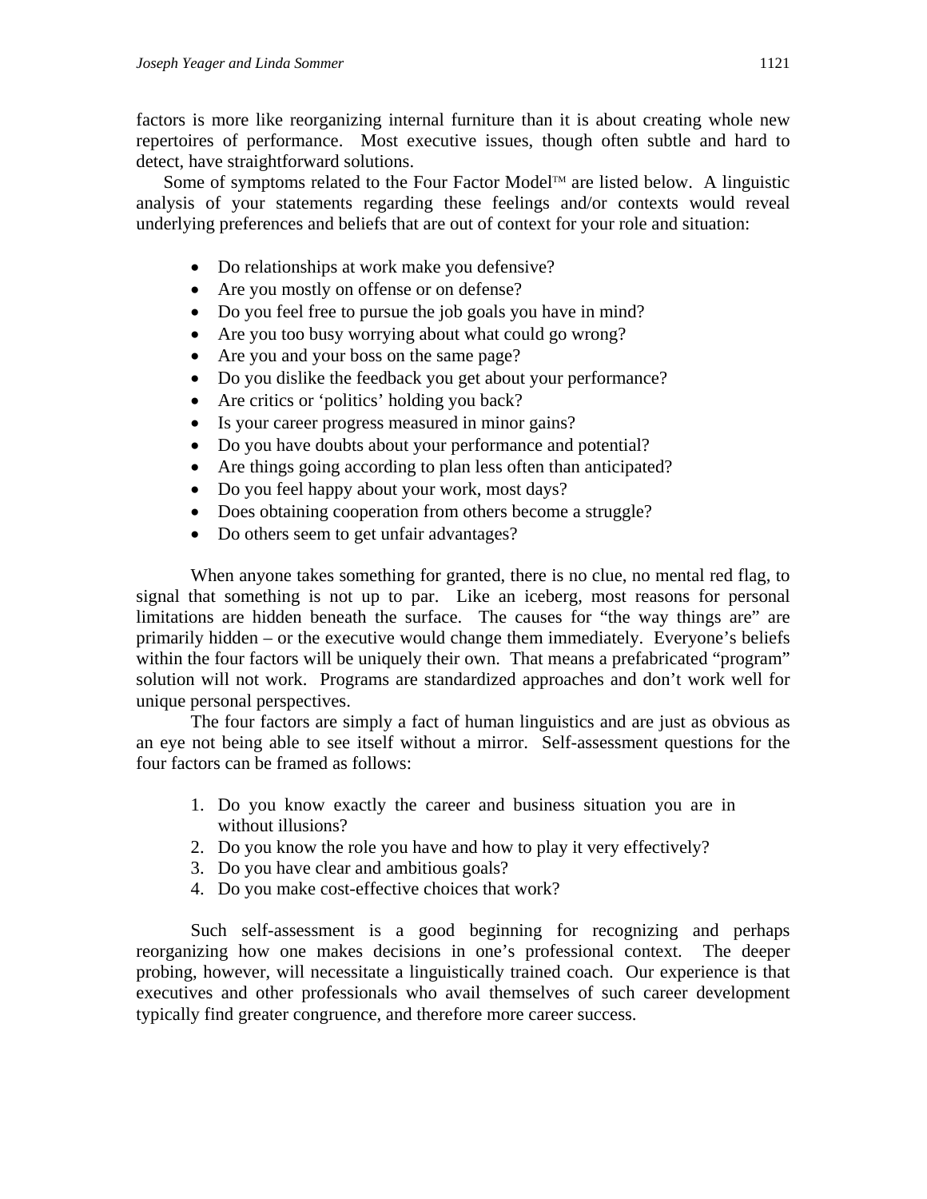factors is more like reorganizing internal furniture than it is about creating whole new repertoires of performance. Most executive issues, though often subtle and hard to detect, have straightforward solutions.

Some of symptoms related to the Four Factor Model™ are listed below. A linguistic analysis of your statements regarding these feelings and/or contexts would reveal underlying preferences and beliefs that are out of context for your role and situation:

- Do relationships at work make you defensive?
- Are you mostly on offense or on defense?
- Do you feel free to pursue the job goals you have in mind?
- Are you too busy worrying about what could go wrong?
- Are you and your boss on the same page?
- Do you dislike the feedback you get about your performance?
- Are critics or 'politics' holding you back?
- Is your career progress measured in minor gains?
- Do you have doubts about your performance and potential?
- Are things going according to plan less often than anticipated?
- Do you feel happy about your work, most days?
- Does obtaining cooperation from others become a struggle?
- Do others seem to get unfair advantages?

When anyone takes something for granted, there is no clue, no mental red flag, to signal that something is not up to par. Like an iceberg, most reasons for personal limitations are hidden beneath the surface. The causes for "the way things are" are primarily hidden – or the executive would change them immediately. Everyone's beliefs within the four factors will be uniquely their own. That means a prefabricated "program" solution will not work. Programs are standardized approaches and don't work well for unique personal perspectives.

The four factors are simply a fact of human linguistics and are just as obvious as an eye not being able to see itself without a mirror. Self-assessment questions for the four factors can be framed as follows:

1. Do you know exactly the career and business situation you are in without illusions?
2. Do you know the role you have and how to play it very effectively?
3. Do you have clear and ambitious goals?
4. Do you make cost-effective choices that work?

Such self-assessment is a good beginning for recognizing and perhaps reorganizing how one makes decisions in one's professional context. The deeper probing, however, will necessitate a linguistically trained coach. Our experience is that executives and other professionals who avail themselves of such career development typically find greater congruence, and therefore more career success.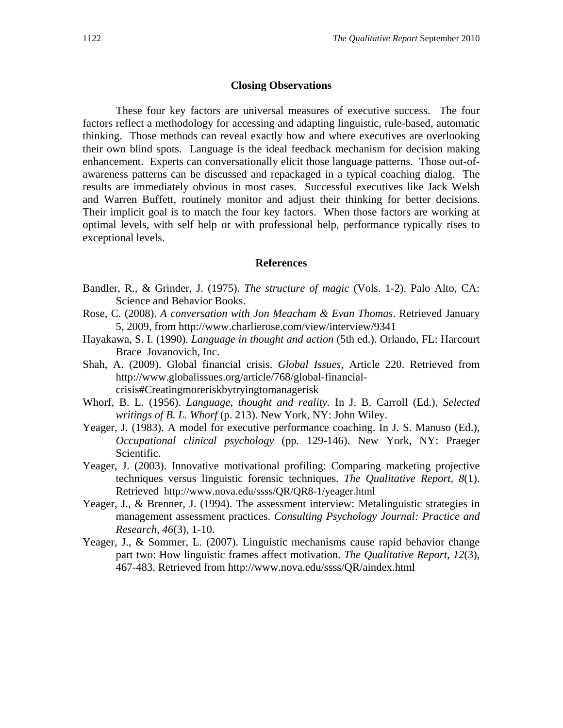## Closing Observations

These four key factors are universal measures of executive success. The four factors reflect a methodology for accessing and adapting linguistic, rule-based, automatic thinking. Those methods can reveal exactly how and where executives are overlooking their own blind spots. Language is the ideal feedback mechanism for decision making enhancement. Experts can conversationally elicit those language patterns. Those out-of-awareness patterns can be discussed and repackaged in a typical coaching dialog. The results are immediately obvious in most cases. Successful executives like Jack Welsh and Warren Buffett, routinely monitor and adjust their thinking for better decisions. Their implicit goal is to match the four key factors. When those factors are working at optimal levels, with self help or with professional help, performance typically rises to exceptional levels.

## References

Bandler, R., & Grinder, J. (1975). *The structure of magic* (Vols. 1-2). Palo Alto, CA: Science and Behavior Books.

Rose, C. (2008). *A conversation with Jon Meacham & Evan Thomas*. Retrieved January 5, 2009, from http://www.charlierose.com/view/interview/9341

Hayakawa, S. I. (1990). *Language in thought and action* (5th ed.). Orlando, FL: Harcourt Brace Jovanovich, Inc.

Shah, A. (2009). Global financial crisis. *Global Issues,* Article 220. Retrieved from http://www.globalissues.org/article/768/global-financial-crisis#Creatingmoreriskbytryingtomanagerisk

Whorf, B. L. (1956). *Language, thought and reality.* In J. B. Carroll (Ed.), *Selected writings of B. L. Whorf* (p. 213). New York, NY: John Wiley.

Yeager, J. (1983). A model for executive performance coaching. In J. S. Manuso (Ed.), *Occupational clinical psychology* (pp. 129-146). New York, NY: Praeger Scientific.

Yeager, J. (2003). Innovative motivational profiling: Comparing marketing projective techniques versus linguistic forensic techniques. *The Qualitative Report*, *8*(1). Retrieved http://www.nova.edu/ssss/QR/QR8-1/yeager.html

Yeager, J., & Brenner, J. (1994). The assessment interview: Metalinguistic strategies in management assessment practices. *Consulting Psychology Journal: Practice and Research*, *46*(3), 1-10.

Yeager, J., & Sommer, L. (2007). Linguistic mechanisms cause rapid behavior change part two: How linguistic frames affect motivation. *The Qualitative Report*, *12*(3), 467-483. Retrieved from http://www.nova.edu/ssss/QR/aindex.html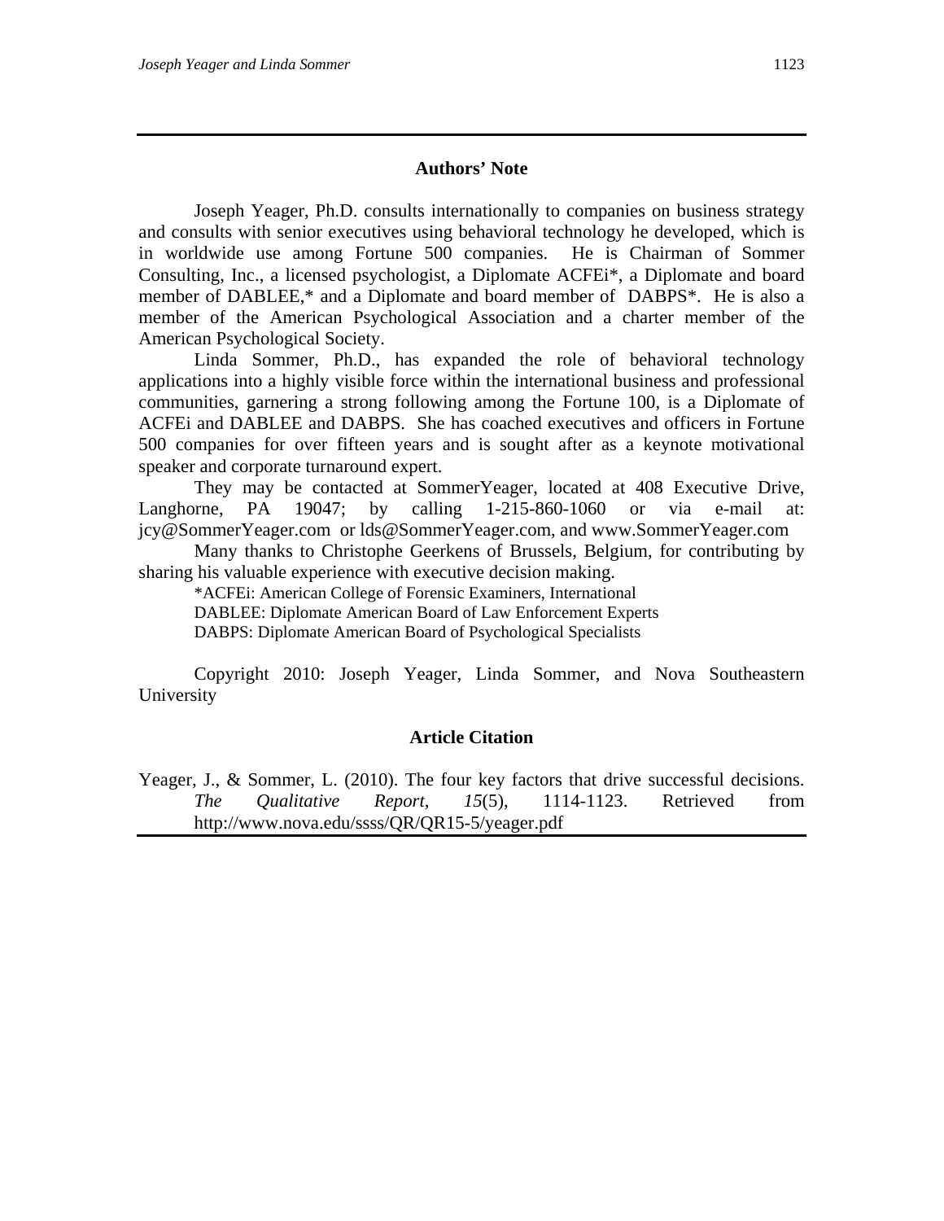## Authors' Note

Joseph Yeager, Ph.D. consults internationally to companies on business strategy and consults with senior executives using behavioral technology he developed, which is in worldwide use among Fortune 500 companies. He is Chairman of Sommer Consulting, Inc., a licensed psychologist, a Diplomate ACFEi*, a Diplomate and board member of DABLEE,* and a Diplomate and board member of DABPS*. He is also a member of the American Psychological Association and a charter member of the American Psychological Society.

Linda Sommer, Ph.D., has expanded the role of behavioral technology applications into a highly visible force within the international business and professional communities, garnering a strong following among the Fortune 100, is a Diplomate of ACFEi and DABLEE and DABPS. She has coached executives and officers in Fortune 500 companies for over fifteen years and is sought after as a keynote motivational speaker and corporate turnaround expert.

They may be contacted at SommerYeager, located at 408 Executive Drive, Langhorne, PA 19047; by calling 1-215-860-1060 or via e-mail at: jcy@SommerYeager.com or lds@SommerYeager.com, and www.SommerYeager.com

Many thanks to Christophe Geerkens of Brussels, Belgium, for contributing by sharing his valuable experience with executive decision making.

*ACFEi: American College of Forensic Examiners, International

DABLEE: Diplomate American Board of Law Enforcement Experts

DABPS: Diplomate American Board of Psychological Specialists

Copyright 2010: Joseph Yeager, Linda Sommer, and Nova Southeastern University

## Article Citation

Yeager, J., & Sommer, L. (2010). The four key factors that drive successful decisions. *The Qualitative Report, 15*(5), 1114-1123. Retrieved from http://www.nova.edu/ssss/QR/QR15-5/yeager.pdf